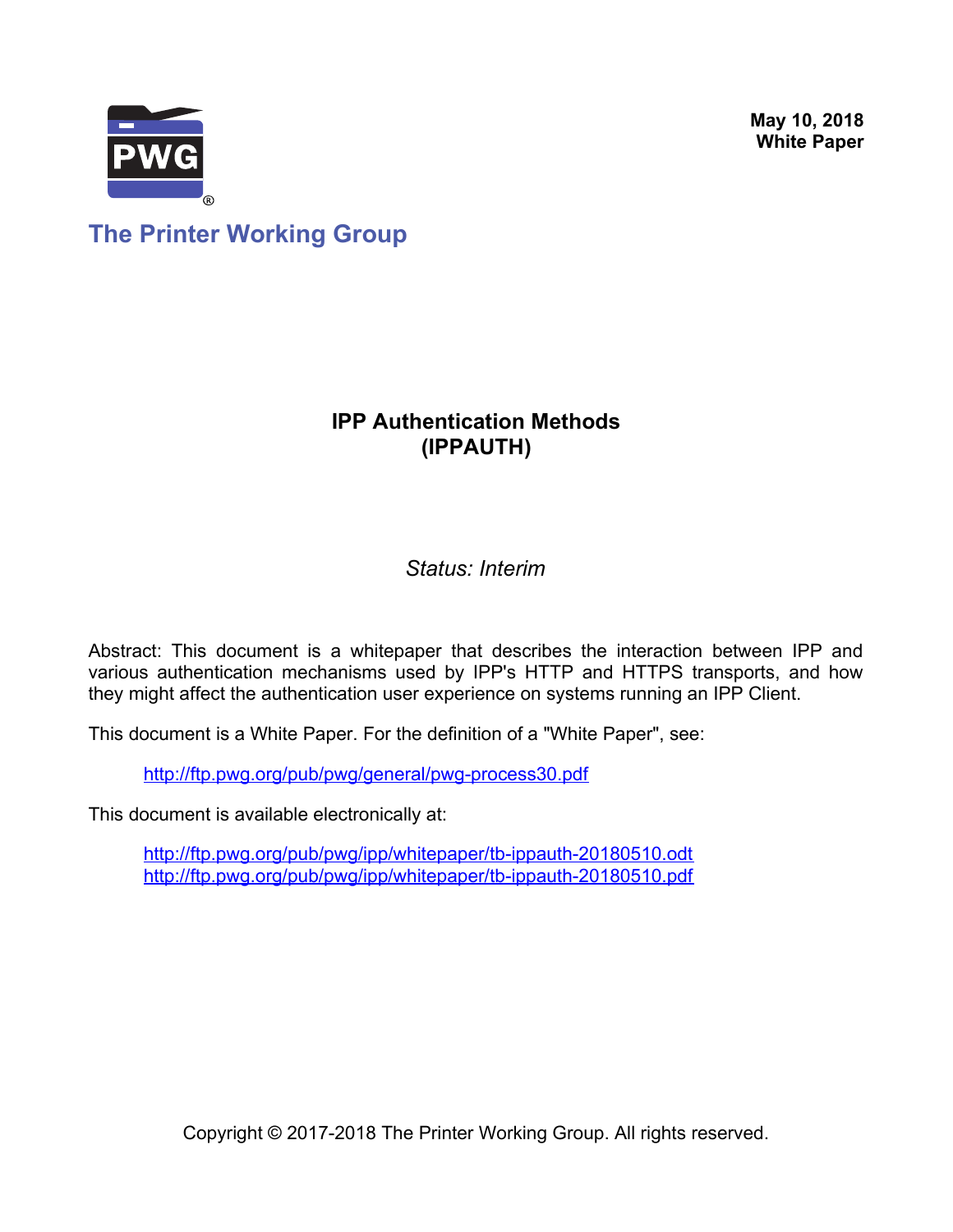May 10, 2018
**White Paper**

**The Printer Working Group**

# IPP Authentication Methods (IPPAUTH)

*Status: Interim*

Abstract: This document is a whitepaper that describes the interaction between IPP and various authentication mechanisms used by IPP's HTTP and HTTPS transports, and how they might affect the authentication user experience on systems running an IPP Client.

This document is a White Paper. For the definition of a "White Paper", see:

> http://ftp.pwg.org/pub/pwg/general/pwg-process30.pdf

This document is available electronically at:

> http://ftp.pwg.org/pub/pwg/ipp/whitepaper/tb-ippauth-20180510.odt
> http://ftp.pwg.org/pub/pwg/ipp/whitepaper/tb-ippauth-20180510.pdf

Copyright © 2017-2018 The Printer Working Group. All rights reserved.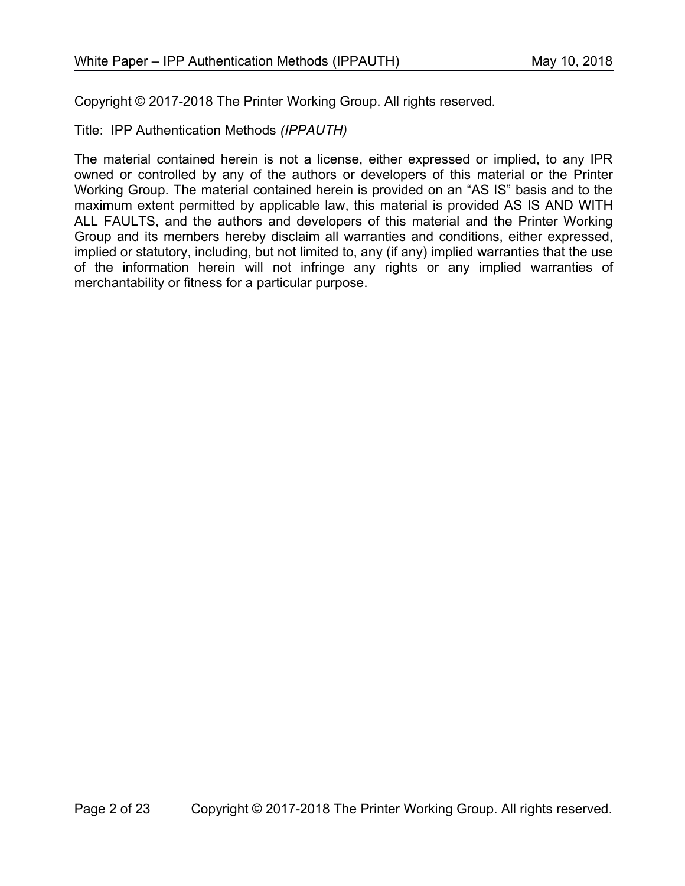Copyright © 2017-2018 The Printer Working Group. All rights reserved.

Title: IPP Authentication Methods *(IPPAUTH)*

The material contained herein is not a license, either expressed or implied, to any IPR owned or controlled by any of the authors or developers of this material or the Printer Working Group. The material contained herein is provided on an "AS IS" basis and to the maximum extent permitted by applicable law, this material is provided AS IS AND WITH ALL FAULTS, and the authors and developers of this material and the Printer Working Group and its members hereby disclaim all warranties and conditions, either expressed, implied or statutory, including, but not limited to, any (if any) implied warranties that the use of the information herein will not infringe any rights or any implied warranties of merchantability or fitness for a particular purpose.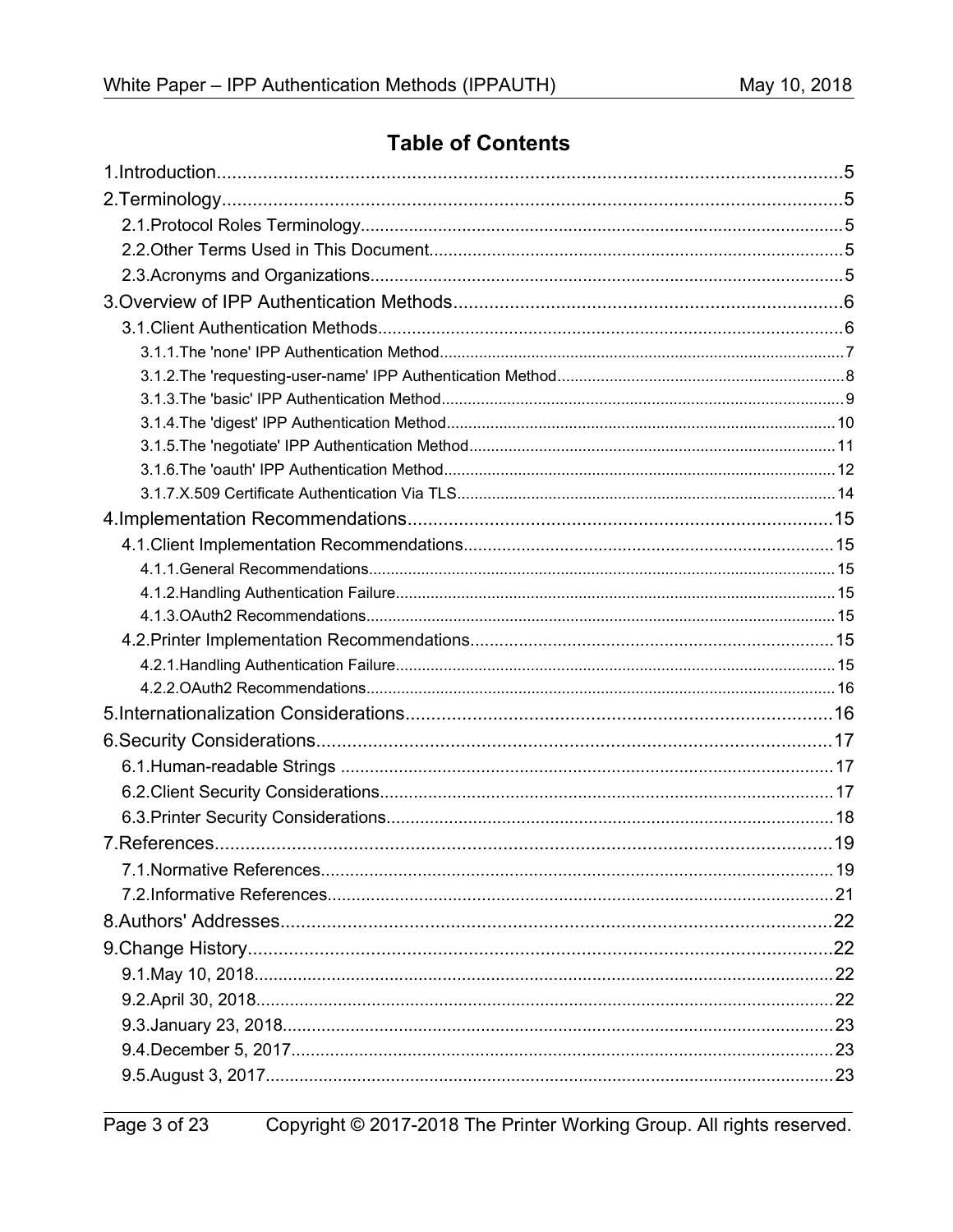# Table of Contents

1.Introduction........................................................5
2.Terminology........................................................5
- 2.1.Protocol Roles Terminology........................................................5
- 2.2.Other Terms Used in This Document........................................................5
- 2.3.Acronyms and Organizations........................................................5

3.Overview of IPP Authentication Methods........................................................6
- 3.1.Client Authentication Methods........................................................6
  - 3.1.1.The 'none' IPP Authentication Method........................................................7
  - 3.1.2.The 'requesting-user-name' IPP Authentication Method........................................................8
  - 3.1.3.The 'basic' IPP Authentication Method........................................................9
  - 3.1.4.The 'digest' IPP Authentication Method........................................................10
  - 3.1.5.The 'negotiate' IPP Authentication Method........................................................11
  - 3.1.6.The 'oauth' IPP Authentication Method........................................................12
  - 3.1.7.X.509 Certificate Authentication Via TLS........................................................14

4.Implementation Recommendations........................................................15
- 4.1.Client Implementation Recommendations........................................................15
  - 4.1.1.General Recommendations........................................................15
  - 4.1.2.Handling Authentication Failure........................................................15
  - 4.1.3.OAuth2 Recommendations........................................................15
- 4.2.Printer Implementation Recommendations........................................................15
  - 4.2.1.Handling Authentication Failure........................................................15
  - 4.2.2.OAuth2 Recommendations........................................................16

5.Internationalization Considerations........................................................16
6.Security Considerations........................................................17
- 6.1.Human-readable Strings ........................................................17
- 6.2.Client Security Considerations........................................................17
- 6.3.Printer Security Considerations........................................................18

7.References........................................................19
- 7.1.Normative References........................................................19
- 7.2.Informative References........................................................21

8.Authors' Addresses........................................................22
9.Change History........................................................22
- 9.1.May 10, 2018........................................................22
- 9.2.April 30, 2018........................................................22
- 9.3.January 23, 2018........................................................23
- 9.4.December 5, 2017........................................................23
- 9.5.August 3, 2017........................................................23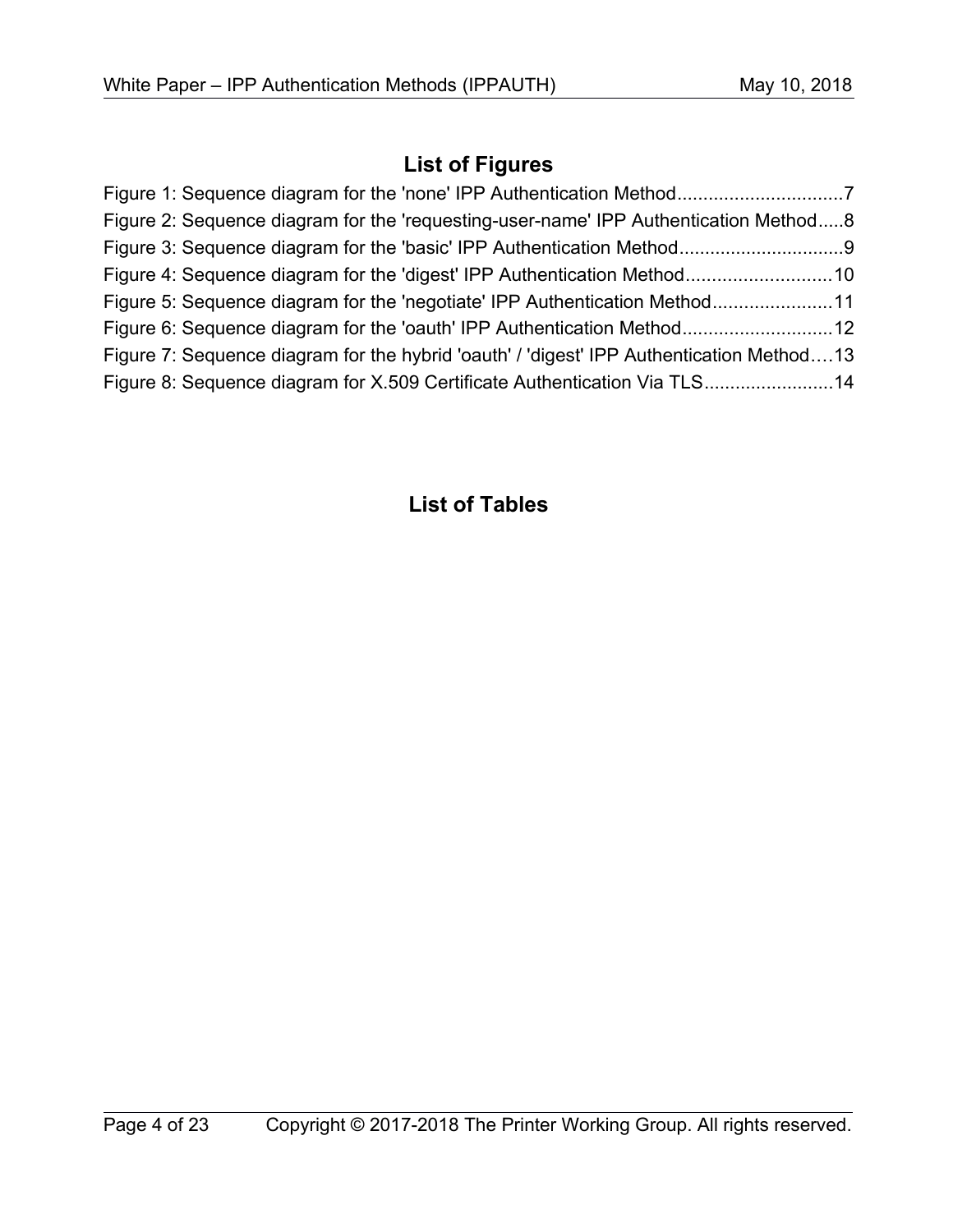## List of Figures

Figure 1: Sequence diagram for the 'none' IPP Authentication Method................................7
Figure 2: Sequence diagram for the 'requesting-user-name' IPP Authentication Method.....8
Figure 3: Sequence diagram for the 'basic' IPP Authentication Method................................9
Figure 4: Sequence diagram for the 'digest' IPP Authentication Method............................10
Figure 5: Sequence diagram for the 'negotiate' IPP Authentication Method.......................11
Figure 6: Sequence diagram for the 'oauth' IPP Authentication Method.............................12
Figure 7: Sequence diagram for the hybrid 'oauth' / 'digest' IPP Authentication Method....13
Figure 8: Sequence diagram for X.509 Certificate Authentication Via TLS.........................14

## List of Tables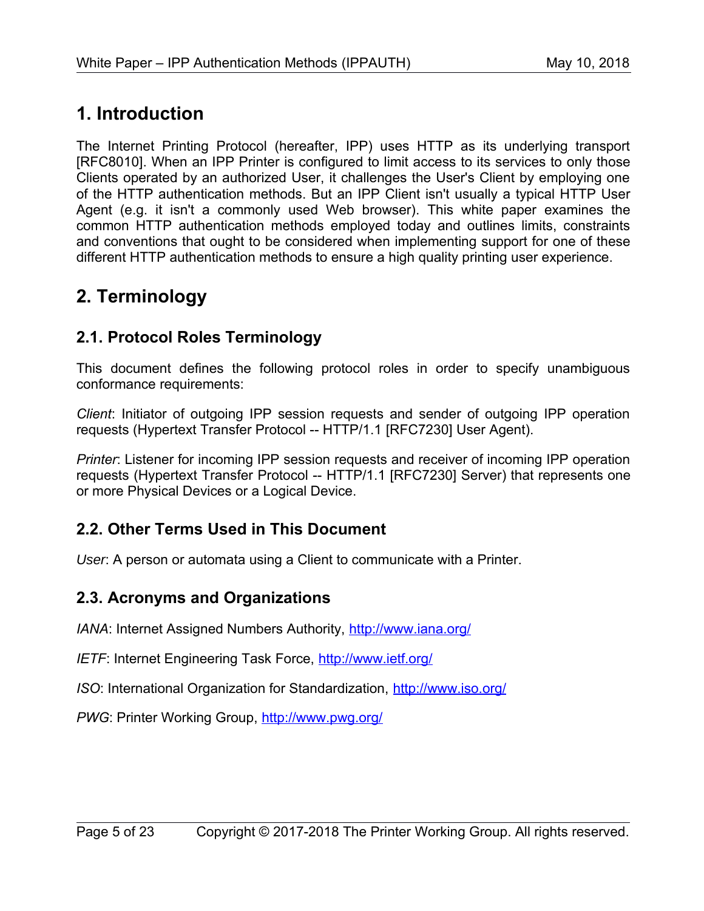# 1. Introduction

The Internet Printing Protocol (hereafter, IPP) uses HTTP as its underlying transport [RFC8010]. When an IPP Printer is configured to limit access to its services to only those Clients operated by an authorized User, it challenges the User's Client by employing one of the HTTP authentication methods. But an IPP Client isn't usually a typical HTTP User Agent (e.g. it isn't a commonly used Web browser). This white paper examines the common HTTP authentication methods employed today and outlines limits, constraints and conventions that ought to be considered when implementing support for one of these different HTTP authentication methods to ensure a high quality printing user experience.

# 2. Terminology

## 2.1. Protocol Roles Terminology

This document defines the following protocol roles in order to specify unambiguous conformance requirements:

*Client*: Initiator of outgoing IPP session requests and sender of outgoing IPP operation requests (Hypertext Transfer Protocol -- HTTP/1.1 [RFC7230] User Agent).

*Printer*: Listener for incoming IPP session requests and receiver of incoming IPP operation requests (Hypertext Transfer Protocol -- HTTP/1.1 [RFC7230] Server) that represents one or more Physical Devices or a Logical Device.

## 2.2. Other Terms Used in This Document

*User*: A person or automata using a Client to communicate with a Printer.

## 2.3. Acronyms and Organizations

*IANA*: Internet Assigned Numbers Authority, http://www.iana.org/

*IETF*: Internet Engineering Task Force, http://www.ietf.org/

*ISO*: International Organization for Standardization, http://www.iso.org/

*PWG*: Printer Working Group, http://www.pwg.org/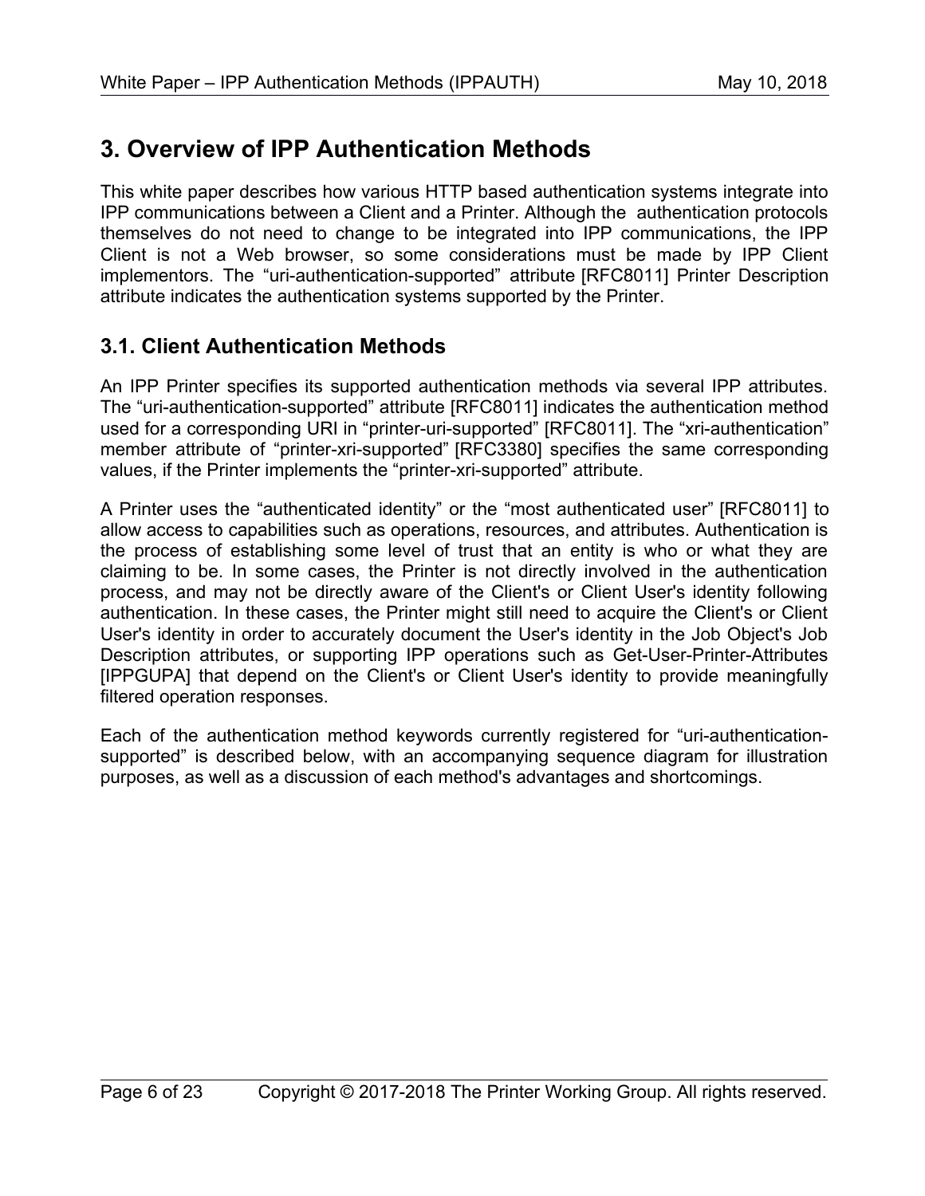# 3. Overview of IPP Authentication Methods

This white paper describes how various HTTP based authentication systems integrate into IPP communications between a Client and a Printer. Although the authentication protocols themselves do not need to change to be integrated into IPP communications, the IPP Client is not a Web browser, so some considerations must be made by IPP Client implementors. The “uri-authentication-supported” attribute [RFC8011] Printer Description attribute indicates the authentication systems supported by the Printer.

## 3.1. Client Authentication Methods

An IPP Printer specifies its supported authentication methods via several IPP attributes. The “uri-authentication-supported” attribute [RFC8011] indicates the authentication method used for a corresponding URI in “printer-uri-supported” [RFC8011]. The “xri-authentication” member attribute of “printer-xri-supported” [RFC3380] specifies the same corresponding values, if the Printer implements the “printer-xri-supported” attribute.

A Printer uses the “authenticated identity” or the “most authenticated user” [RFC8011] to allow access to capabilities such as operations, resources, and attributes. Authentication is the process of establishing some level of trust that an entity is who or what they are claiming to be. In some cases, the Printer is not directly involved in the authentication process, and may not be directly aware of the Client's or Client User's identity following authentication. In these cases, the Printer might still need to acquire the Client's or Client User's identity in order to accurately document the User's identity in the Job Object's Job Description attributes, or supporting IPP operations such as Get-User-Printer-Attributes [IPPGUPA] that depend on the Client's or Client User's identity to provide meaningfully filtered operation responses.

Each of the authentication method keywords currently registered for “uri-authentication-supported” is described below, with an accompanying sequence diagram for illustration purposes, as well as a discussion of each method's advantages and shortcomings.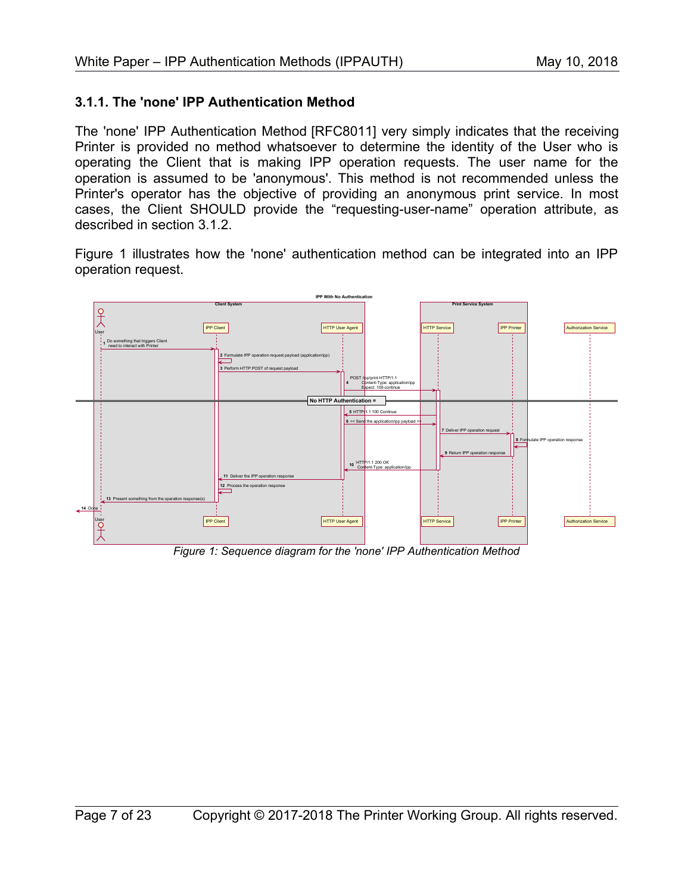### 3.1.1. The 'none' IPP Authentication Method

The 'none' IPP Authentication Method [RFC8011] very simply indicates that the receiving Printer is provided no method whatsoever to determine the identity of the User who is operating the Client that is making IPP operation requests. The user name for the operation is assumed to be 'anonymous'. This method is not recommended unless the Printer's operator has the objective of providing an anonymous print service. In most cases, the Client SHOULD provide the “requesting-user-name” operation attribute, as described in section 3.1.2.

Figure 1 illustrates how the 'none' authentication method can be integrated into an IPP operation request.

*Figure 1: Sequence diagram for the 'none' IPP Authentication Method*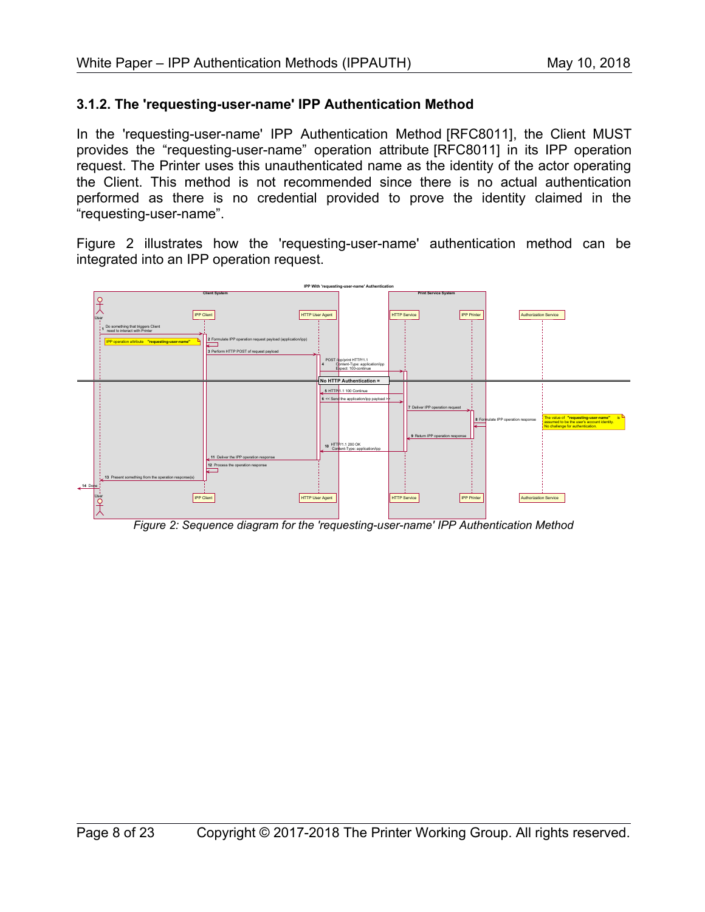### 3.1.2. The 'requesting-user-name' IPP Authentication Method

In the 'requesting-user-name' IPP Authentication Method [RFC8011], the Client MUST provides the "requesting-user-name" operation attribute [RFC8011] in its IPP operation request. The Printer uses this unauthenticated name as the identity of the actor operating the Client. This method is not recommended since there is no actual authentication performed as there is no credential provided to prove the identity claimed in the "requesting-user-name".

Figure 2 illustrates how the 'requesting-user-name' authentication method can be integrated into an IPP operation request.

*Figure 2: Sequence diagram for the 'requesting-user-name' IPP Authentication Method*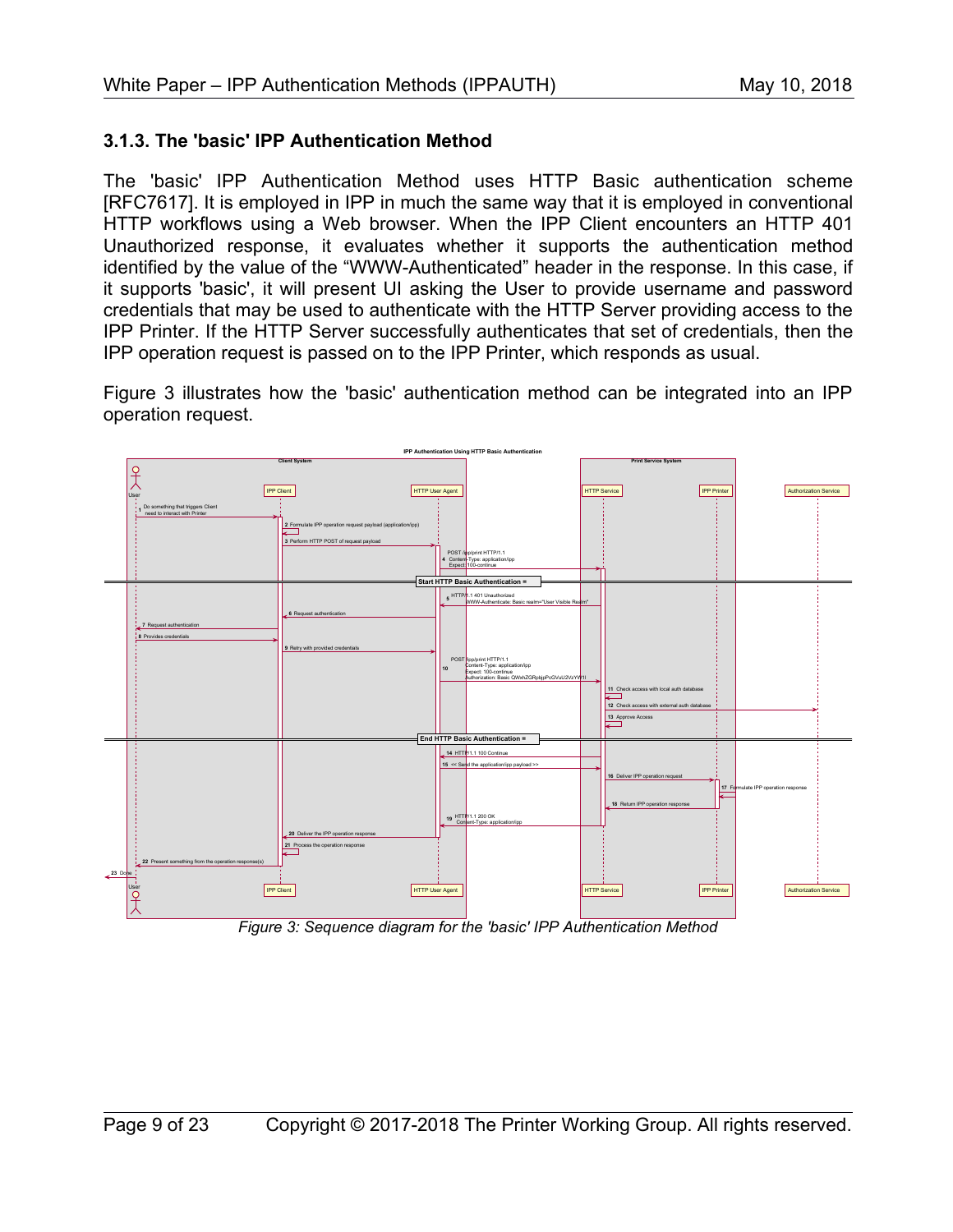### 3.1.3. The 'basic' IPP Authentication Method

The 'basic' IPP Authentication Method uses HTTP Basic authentication scheme [RFC7617]. It is employed in IPP in much the same way that it is employed in conventional HTTP workflows using a Web browser. When the IPP Client encounters an HTTP 401 Unauthorized response, it evaluates whether it supports the authentication method identified by the value of the "WWW-Authenticated" header in the response. In this case, if it supports 'basic', it will present UI asking the User to provide username and password credentials that may be used to authenticate with the HTTP Server providing access to the IPP Printer. If the HTTP Server successfully authenticates that set of credentials, then the IPP operation request is passed on to the IPP Printer, which responds as usual.

Figure 3 illustrates how the 'basic' authentication method can be integrated into an IPP operation request.

*Figure 3: Sequence diagram for the 'basic' IPP Authentication Method*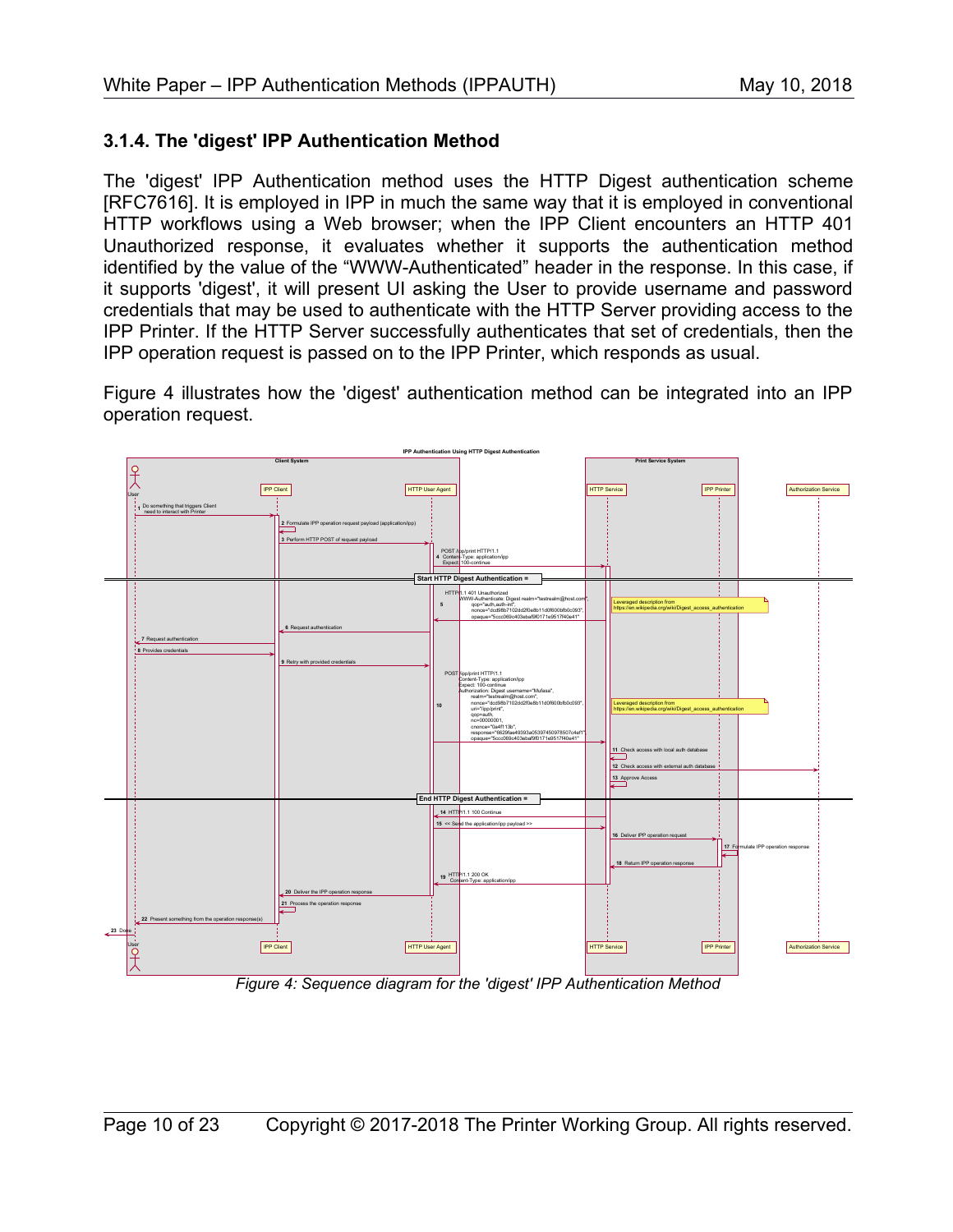### 3.1.4. The 'digest' IPP Authentication Method

The 'digest' IPP Authentication method uses the HTTP Digest authentication scheme [RFC7616]. It is employed in IPP in much the same way that it is employed in conventional HTTP workflows using a Web browser; when the IPP Client encounters an HTTP 401 Unauthorized response, it evaluates whether it supports the authentication method identified by the value of the “WWW-Authenticated” header in the response. In this case, if it supports 'digest', it will present UI asking the User to provide username and password credentials that may be used to authenticate with the HTTP Server providing access to the IPP Printer. If the HTTP Server successfully authenticates that set of credentials, then the IPP operation request is passed on to the IPP Printer, which responds as usual.

Figure 4 illustrates how the 'digest' authentication method can be integrated into an IPP operation request.

*Figure 4: Sequence diagram for the 'digest' IPP Authentication Method*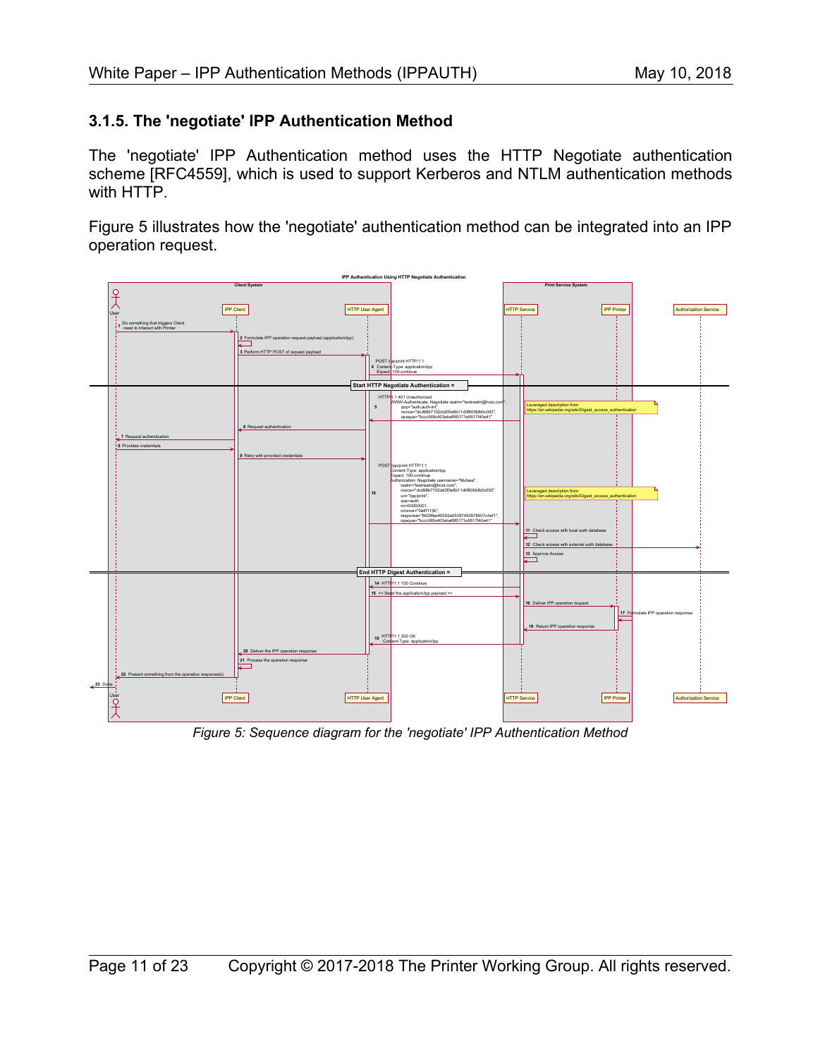### 3.1.5. The 'negotiate' IPP Authentication Method

The 'negotiate' IPP Authentication method uses the HTTP Negotiate authentication scheme [RFC4559], which is used to support Kerberos and NTLM authentication methods with HTTP.

Figure 5 illustrates how the 'negotiate' authentication method can be integrated into an IPP operation request.

*Figure 5: Sequence diagram for the 'negotiate' IPP Authentication Method*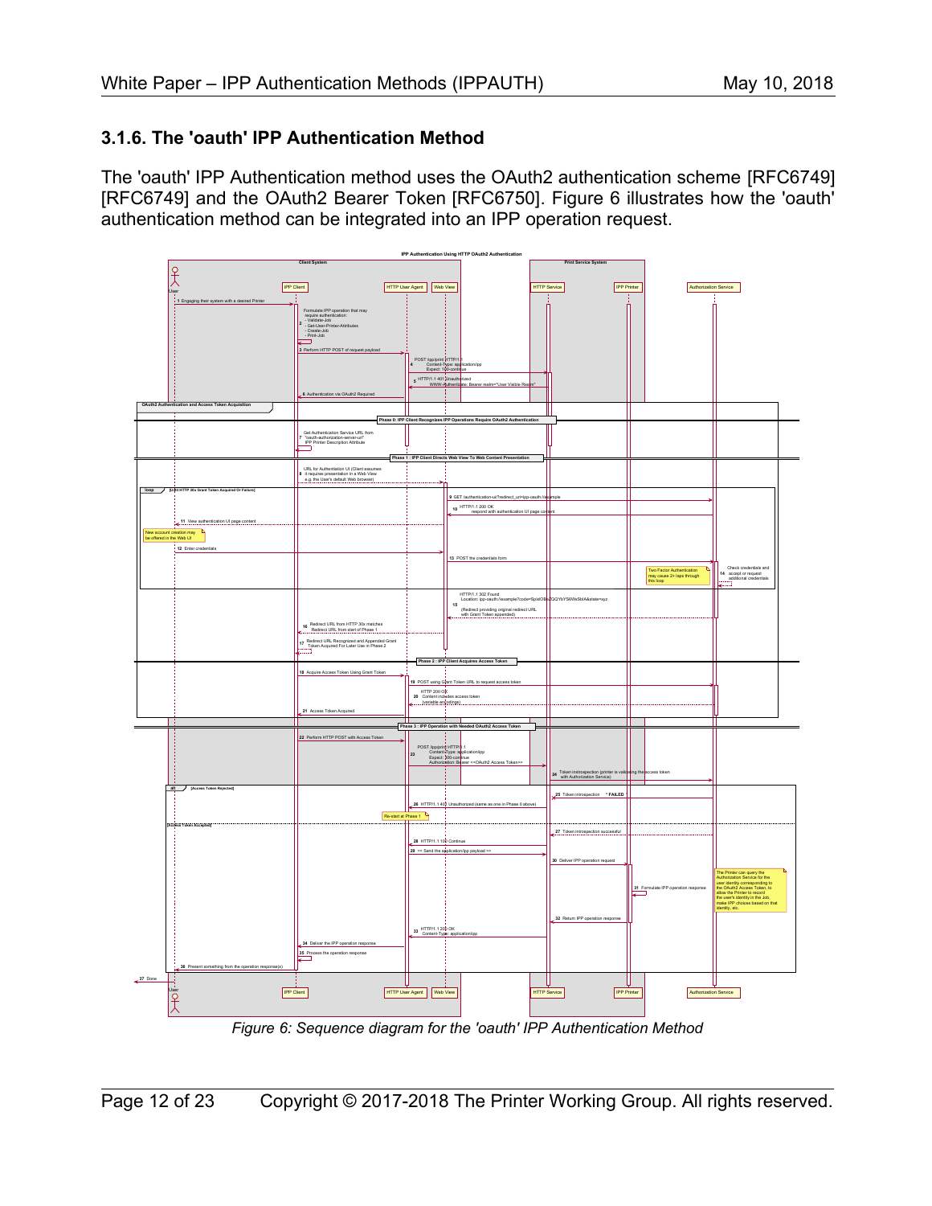### 3.1.6. The 'oauth' IPP Authentication Method

The 'oauth' IPP Authentication method uses the OAuth2 authentication scheme [RFC6749] [RFC6749] and the OAuth2 Bearer Token [RFC6750]. Figure 6 illustrates how the 'oauth' authentication method can be integrated into an IPP operation request.

*Figure 6: Sequence diagram for the 'oauth' IPP Authentication Method*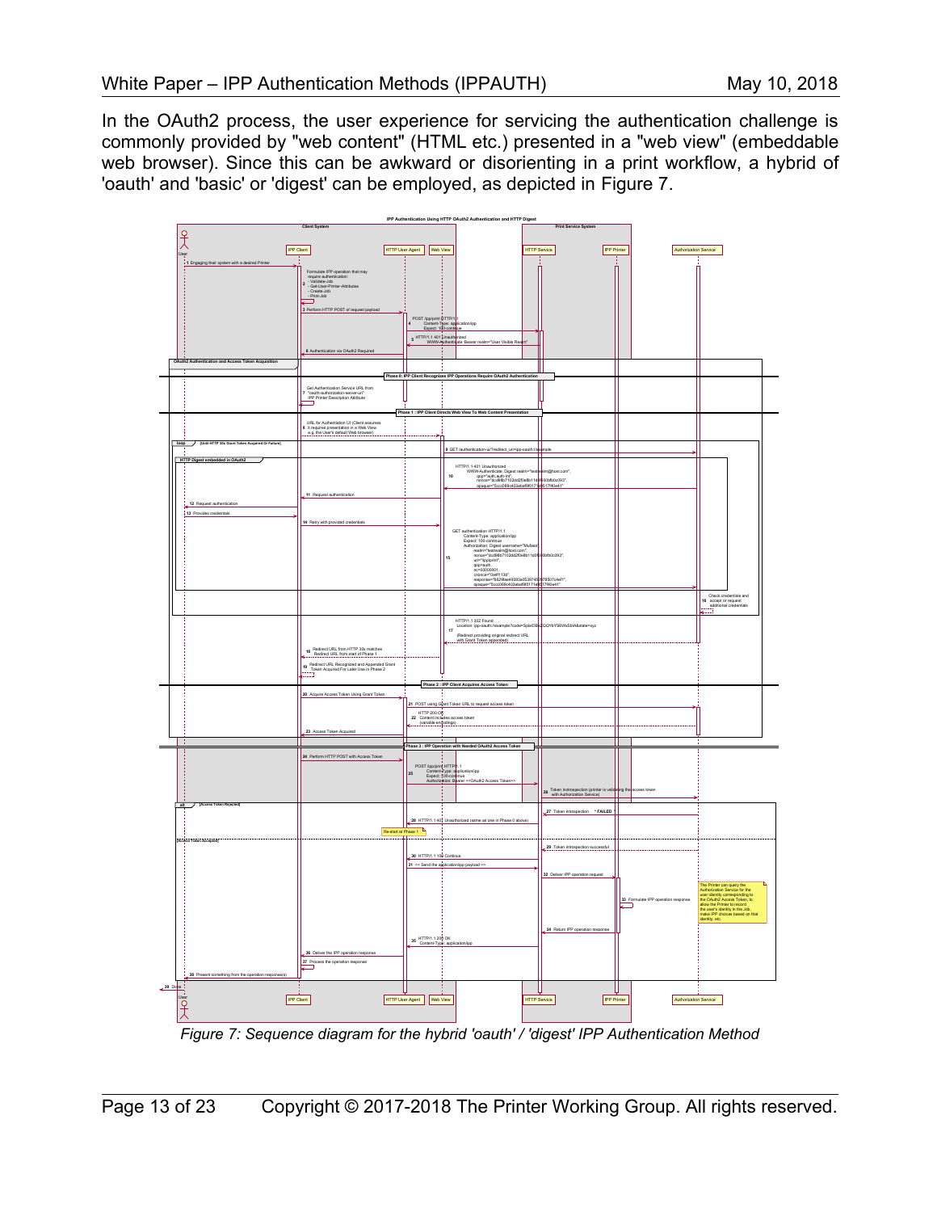In the OAuth2 process, the user experience for servicing the authentication challenge is commonly provided by "web content" (HTML etc.) presented in a "web view" (embeddable web browser). Since this can be awkward or disorienting in a print workflow, a hybrid of 'oauth' and 'basic' or 'digest' can be employed, as depicted in Figure 7.

*Figure 7: Sequence diagram for the hybrid 'oauth' / 'digest' IPP Authentication Method*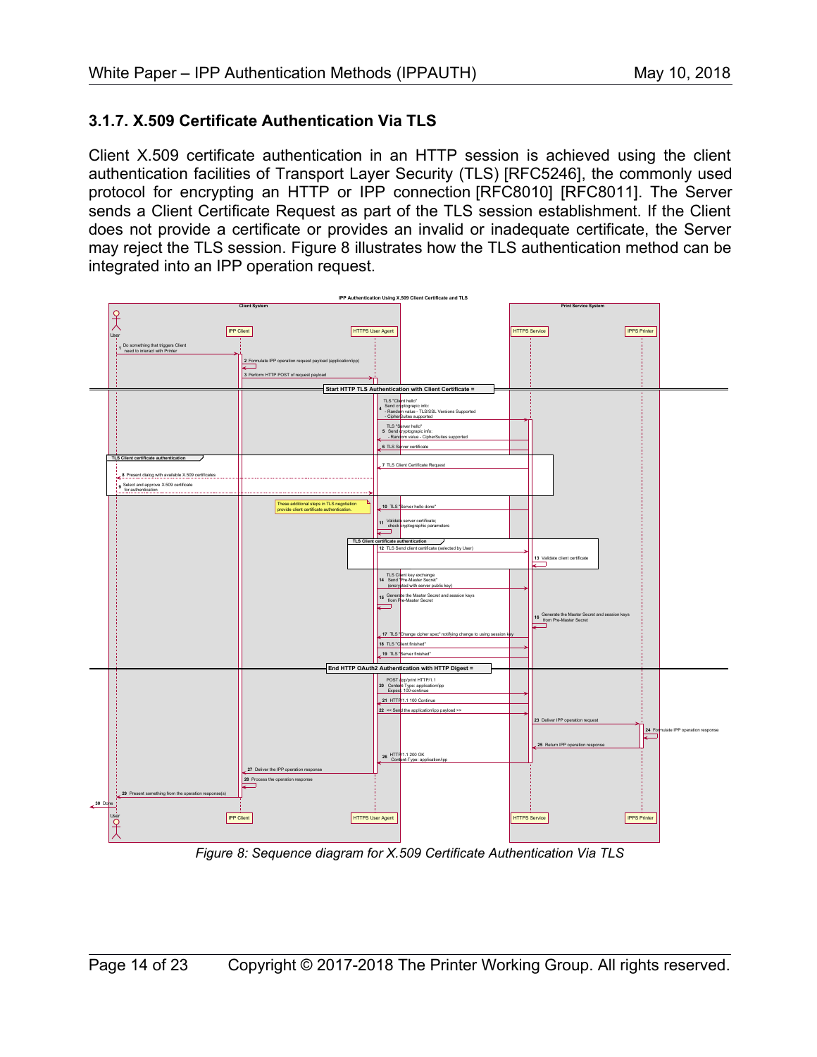### 3.1.7. X.509 Certificate Authentication Via TLS

Client X.509 certificate authentication in an HTTP session is achieved using the client authentication facilities of Transport Layer Security (TLS) [RFC5246], the commonly used protocol for encrypting an HTTP or IPP connection [RFC8010] [RFC8011]. The Server sends a Client Certificate Request as part of the TLS session establishment. If the Client does not provide a certificate or provides an invalid or inadequate certificate, the Server may reject the TLS session. Figure 8 illustrates how the TLS authentication method can be integrated into an IPP operation request.

*Figure 8: Sequence diagram for X.509 Certificate Authentication Via TLS*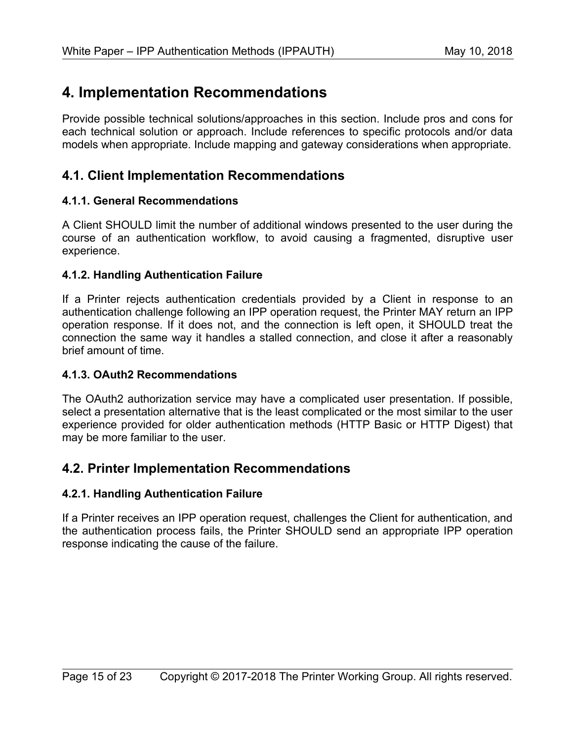# 4. Implementation Recommendations

Provide possible technical solutions/approaches in this section. Include pros and cons for each technical solution or approach. Include references to specific protocols and/or data models when appropriate. Include mapping and gateway considerations when appropriate.

## 4.1. Client Implementation Recommendations

### 4.1.1. General Recommendations

A Client SHOULD limit the number of additional windows presented to the user during the course of an authentication workflow, to avoid causing a fragmented, disruptive user experience.

### 4.1.2. Handling Authentication Failure

If a Printer rejects authentication credentials provided by a Client in response to an authentication challenge following an IPP operation request, the Printer MAY return an IPP operation response. If it does not, and the connection is left open, it SHOULD treat the connection the same way it handles a stalled connection, and close it after a reasonably brief amount of time.

### 4.1.3. OAuth2 Recommendations

The OAuth2 authorization service may have a complicated user presentation. If possible, select a presentation alternative that is the least complicated or the most similar to the user experience provided for older authentication methods (HTTP Basic or HTTP Digest) that may be more familiar to the user.

## 4.2. Printer Implementation Recommendations

### 4.2.1. Handling Authentication Failure

If a Printer receives an IPP operation request, challenges the Client for authentication, and the authentication process fails, the Printer SHOULD send an appropriate IPP operation response indicating the cause of the failure.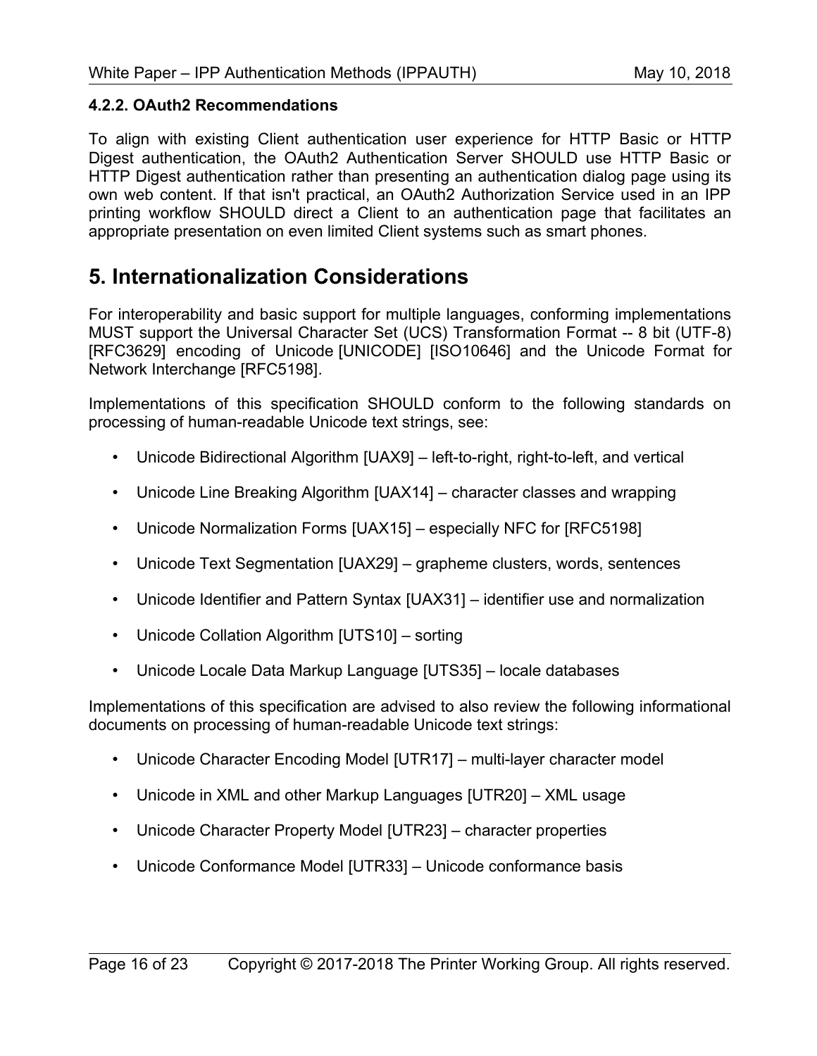### 4.2.2. OAuth2 Recommendations

To align with existing Client authentication user experience for HTTP Basic or HTTP Digest authentication, the OAuth2 Authentication Server SHOULD use HTTP Basic or HTTP Digest authentication rather than presenting an authentication dialog page using its own web content. If that isn't practical, an OAuth2 Authorization Service used in an IPP printing workflow SHOULD direct a Client to an authentication page that facilitates an appropriate presentation on even limited Client systems such as smart phones.

# 5. Internationalization Considerations

For interoperability and basic support for multiple languages, conforming implementations MUST support the Universal Character Set (UCS) Transformation Format -- 8 bit (UTF-8) [RFC3629] encoding of Unicode [UNICODE] [ISO10646] and the Unicode Format for Network Interchange [RFC5198].

Implementations of this specification SHOULD conform to the following standards on processing of human-readable Unicode text strings, see:

- Unicode Bidirectional Algorithm [UAX9] – left-to-right, right-to-left, and vertical
- Unicode Line Breaking Algorithm [UAX14] – character classes and wrapping
- Unicode Normalization Forms [UAX15] – especially NFC for [RFC5198]
- Unicode Text Segmentation [UAX29] – grapheme clusters, words, sentences
- Unicode Identifier and Pattern Syntax [UAX31] – identifier use and normalization
- Unicode Collation Algorithm [UTS10] – sorting
- Unicode Locale Data Markup Language [UTS35] – locale databases

Implementations of this specification are advised to also review the following informational documents on processing of human-readable Unicode text strings:

- Unicode Character Encoding Model [UTR17] – multi-layer character model
- Unicode in XML and other Markup Languages [UTR20] – XML usage
- Unicode Character Property Model [UTR23] – character properties
- Unicode Conformance Model [UTR33] – Unicode conformance basis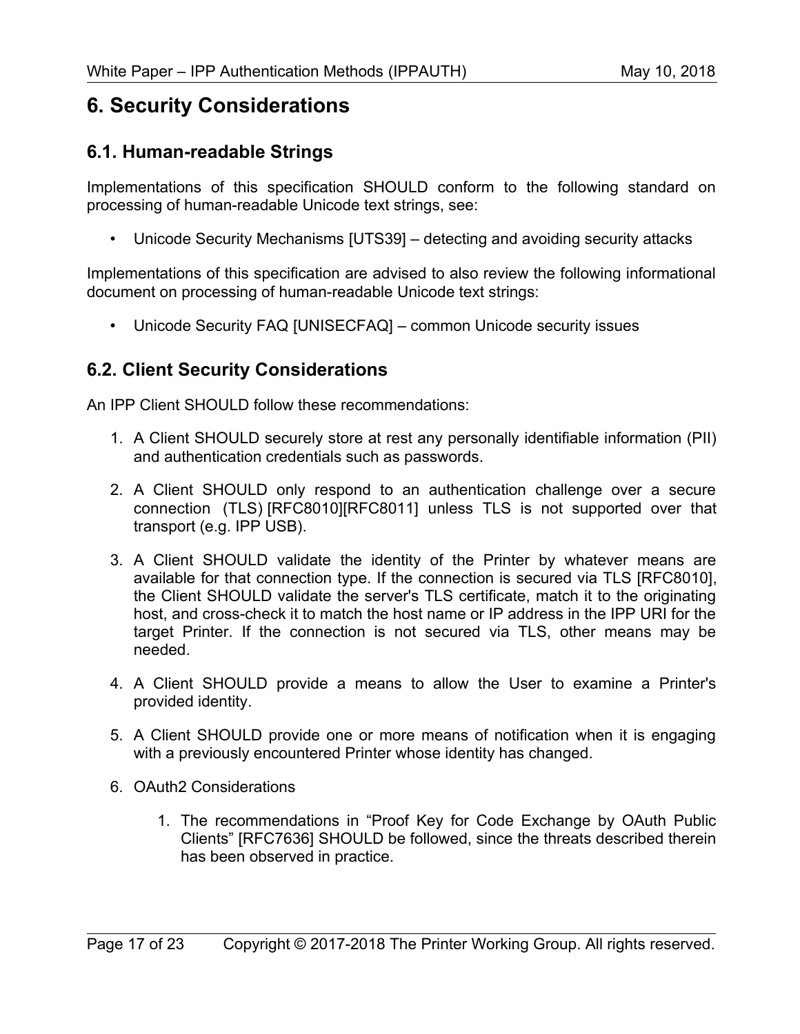# 6. Security Considerations

## 6.1. Human-readable Strings

Implementations of this specification SHOULD conform to the following standard on processing of human-readable Unicode text strings, see:

- Unicode Security Mechanisms [UTS39] – detecting and avoiding security attacks

Implementations of this specification are advised to also review the following informational document on processing of human-readable Unicode text strings:

- Unicode Security FAQ [UNISECFAQ] – common Unicode security issues

## 6.2. Client Security Considerations

An IPP Client SHOULD follow these recommendations:

1. A Client SHOULD securely store at rest any personally identifiable information (PII) and authentication credentials such as passwords.
2. A Client SHOULD only respond to an authentication challenge over a secure connection (TLS) [RFC8010][RFC8011] unless TLS is not supported over that transport (e.g. IPP USB).
3. A Client SHOULD validate the identity of the Printer by whatever means are available for that connection type. If the connection is secured via TLS [RFC8010], the Client SHOULD validate the server's TLS certificate, match it to the originating host, and cross-check it to match the host name or IP address in the IPP URI for the target Printer. If the connection is not secured via TLS, other means may be needed.
4. A Client SHOULD provide a means to allow the User to examine a Printer's provided identity.
5. A Client SHOULD provide one or more means of notification when it is engaging with a previously encountered Printer whose identity has changed.
6. OAuth2 Considerations
    1. The recommendations in “Proof Key for Code Exchange by OAuth Public Clients” [RFC7636] SHOULD be followed, since the threats described therein has been observed in practice.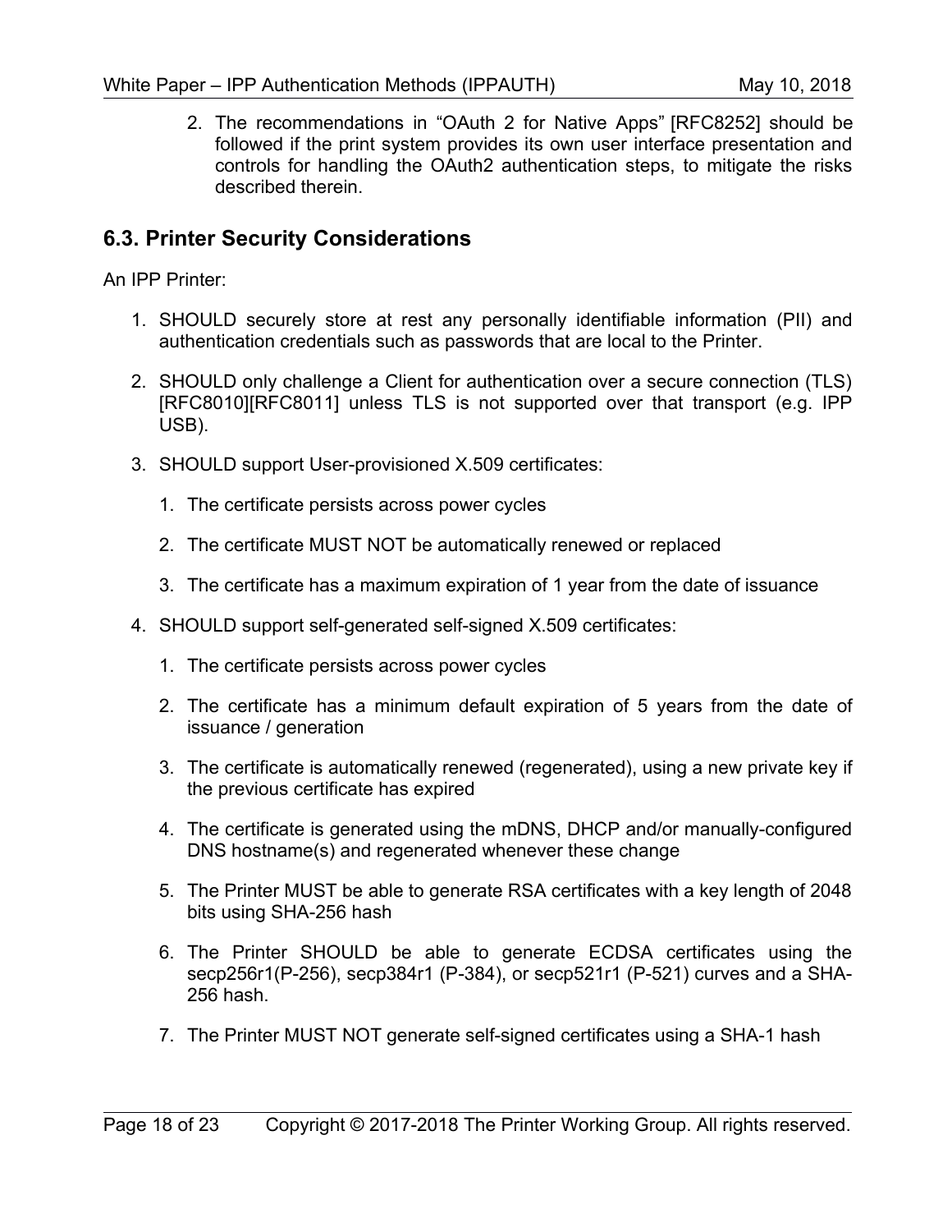2. The recommendations in “OAuth 2 for Native Apps” [RFC8252] should be followed if the print system provides its own user interface presentation and controls for handling the OAuth2 authentication steps, to mitigate the risks described therein.

## 6.3. Printer Security Considerations

An IPP Printer:

1. SHOULD securely store at rest any personally identifiable information (PII) and authentication credentials such as passwords that are local to the Printer.

2. SHOULD only challenge a Client for authentication over a secure connection (TLS) [RFC8010][RFC8011] unless TLS is not supported over that transport (e.g. IPP USB).

3. SHOULD support User-provisioned X.509 certificates:

    1. The certificate persists across power cycles

    2. The certificate MUST NOT be automatically renewed or replaced

    3. The certificate has a maximum expiration of 1 year from the date of issuance

4. SHOULD support self-generated self-signed X.509 certificates:

    1. The certificate persists across power cycles

    2. The certificate has a minimum default expiration of 5 years from the date of issuance / generation

    3. The certificate is automatically renewed (regenerated), using a new private key if the previous certificate has expired

    4. The certificate is generated using the mDNS, DHCP and/or manually-configured DNS hostname(s) and regenerated whenever these change

    5. The Printer MUST be able to generate RSA certificates with a key length of 2048 bits using SHA-256 hash

    6. The Printer SHOULD be able to generate ECDSA certificates using the secp256r1(P-256), secp384r1 (P-384), or secp521r1 (P-521) curves and a SHA-256 hash.

    7. The Printer MUST NOT generate self-signed certificates using a SHA-1 hash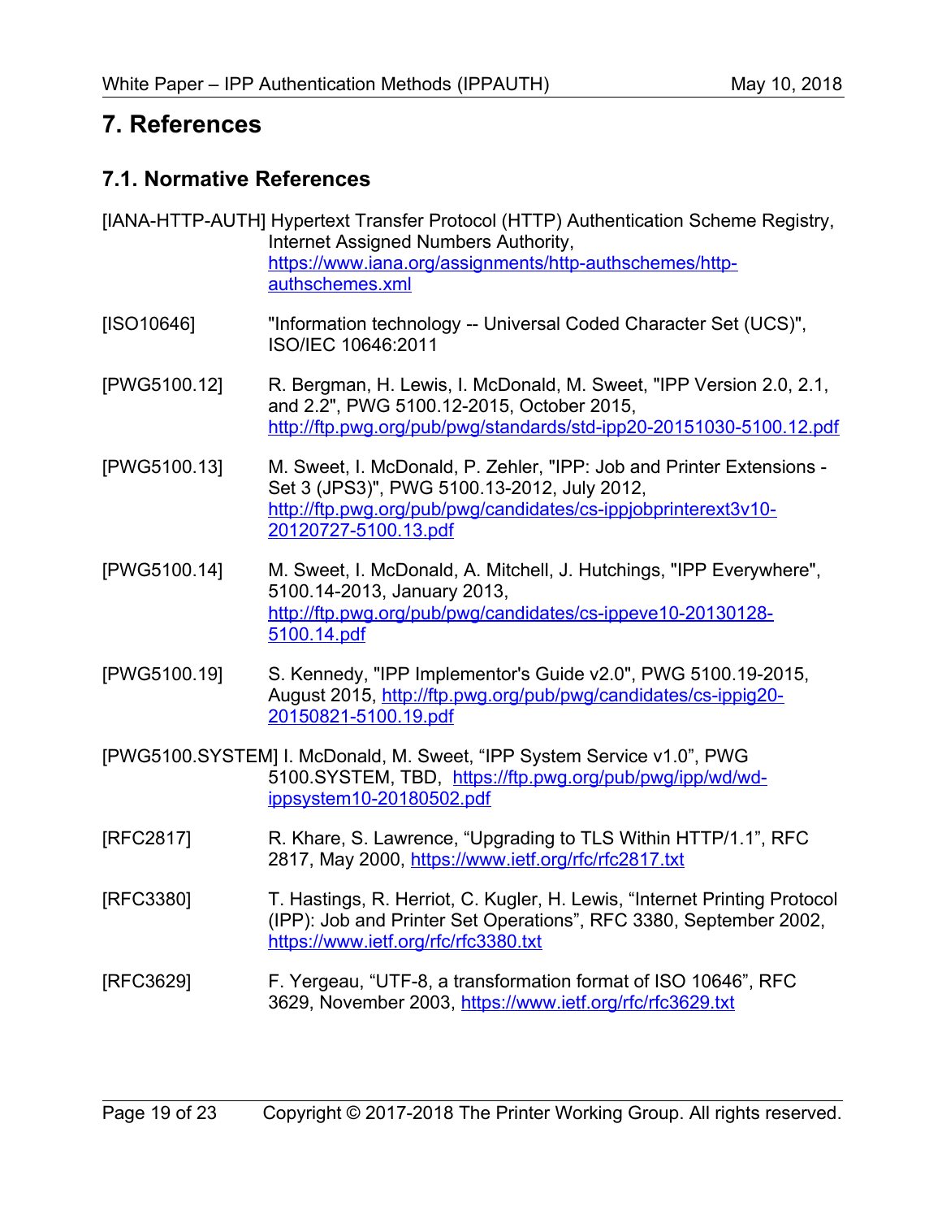# 7. References

## 7.1. Normative References

[IANA-HTTP-AUTH] Hypertext Transfer Protocol (HTTP) Authentication Scheme Registry, Internet Assigned Numbers Authority, https://www.iana.org/assignments/http-authschemes/http-authschemes.xml

[ISO10646] "Information technology -- Universal Coded Character Set (UCS)", ISO/IEC 10646:2011

[PWG5100.12] R. Bergman, H. Lewis, I. McDonald, M. Sweet, "IPP Version 2.0, 2.1, and 2.2", PWG 5100.12-2015, October 2015, http://ftp.pwg.org/pub/pwg/standards/std-ipp20-20151030-5100.12.pdf

[PWG5100.13] M. Sweet, I. McDonald, P. Zehler, "IPP: Job and Printer Extensions - Set 3 (JPS3)", PWG 5100.13-2012, July 2012, http://ftp.pwg.org/pub/pwg/candidates/cs-ippjobprinterext3v10-20120727-5100.13.pdf

[PWG5100.14] M. Sweet, I. McDonald, A. Mitchell, J. Hutchings, "IPP Everywhere", 5100.14-2013, January 2013, http://ftp.pwg.org/pub/pwg/candidates/cs-ippeve10-20130128-5100.14.pdf

[PWG5100.19] S. Kennedy, "IPP Implementor's Guide v2.0", PWG 5100.19-2015, August 2015, http://ftp.pwg.org/pub/pwg/candidates/cs-ippig20-20150821-5100.19.pdf

[PWG5100.SYSTEM] I. McDonald, M. Sweet, "IPP System Service v1.0", PWG 5100.SYSTEM, TBD, https://ftp.pwg.org/pub/pwg/ipp/wd/wd-ippsystem10-20180502.pdf

[RFC2817] R. Khare, S. Lawrence, "Upgrading to TLS Within HTTP/1.1", RFC 2817, May 2000, https://www.ietf.org/rfc/rfc2817.txt

[RFC3380] T. Hastings, R. Herriot, C. Kugler, H. Lewis, "Internet Printing Protocol (IPP): Job and Printer Set Operations", RFC 3380, September 2002, https://www.ietf.org/rfc/rfc3380.txt

[RFC3629] F. Yergeau, "UTF-8, a transformation format of ISO 10646", RFC 3629, November 2003, https://www.ietf.org/rfc/rfc3629.txt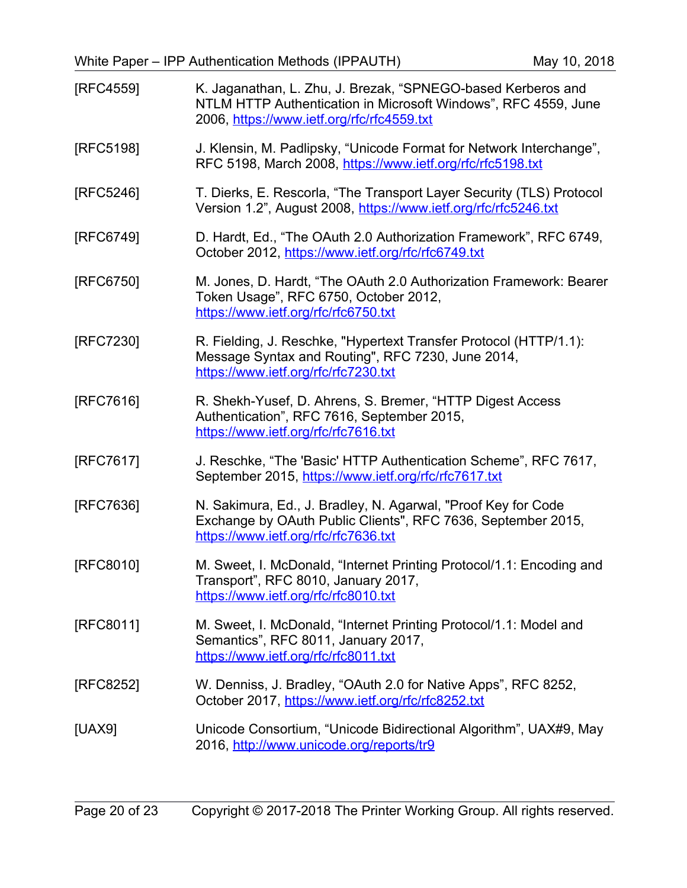[RFC4559] K. Jaganathan, L. Zhu, J. Brezak, "SPNEGO-based Kerberos and NTLM HTTP Authentication in Microsoft Windows", RFC 4559, June 2006, https://www.ietf.org/rfc/rfc4559.txt

[RFC5198] J. Klensin, M. Padlipsky, "Unicode Format for Network Interchange", RFC 5198, March 2008, https://www.ietf.org/rfc/rfc5198.txt

[RFC5246] T. Dierks, E. Rescorla, "The Transport Layer Security (TLS) Protocol Version 1.2", August 2008, https://www.ietf.org/rfc/rfc5246.txt

[RFC6749] D. Hardt, Ed., "The OAuth 2.0 Authorization Framework", RFC 6749, October 2012, https://www.ietf.org/rfc/rfc6749.txt

[RFC6750] M. Jones, D. Hardt, "The OAuth 2.0 Authorization Framework: Bearer Token Usage", RFC 6750, October 2012, https://www.ietf.org/rfc/rfc6750.txt

[RFC7230] R. Fielding, J. Reschke, "Hypertext Transfer Protocol (HTTP/1.1): Message Syntax and Routing", RFC 7230, June 2014, https://www.ietf.org/rfc/rfc7230.txt

[RFC7616] R. Shekh-Yusef, D. Ahrens, S. Bremer, "HTTP Digest Access Authentication", RFC 7616, September 2015, https://www.ietf.org/rfc/rfc7616.txt

[RFC7617] J. Reschke, "The 'Basic' HTTP Authentication Scheme", RFC 7617, September 2015, https://www.ietf.org/rfc/rfc7617.txt

[RFC7636] N. Sakimura, Ed., J. Bradley, N. Agarwal, "Proof Key for Code Exchange by OAuth Public Clients", RFC 7636, September 2015, https://www.ietf.org/rfc/rfc7636.txt

[RFC8010] M. Sweet, I. McDonald, "Internet Printing Protocol/1.1: Encoding and Transport", RFC 8010, January 2017, https://www.ietf.org/rfc/rfc8010.txt

[RFC8011] M. Sweet, I. McDonald, "Internet Printing Protocol/1.1: Model and Semantics", RFC 8011, January 2017, https://www.ietf.org/rfc/rfc8011.txt

[RFC8252] W. Denniss, J. Bradley, "OAuth 2.0 for Native Apps", RFC 8252, October 2017, https://www.ietf.org/rfc/rfc8252.txt

[UAX9] Unicode Consortium, "Unicode Bidirectional Algorithm", UAX#9, May 2016, http://www.unicode.org/reports/tr9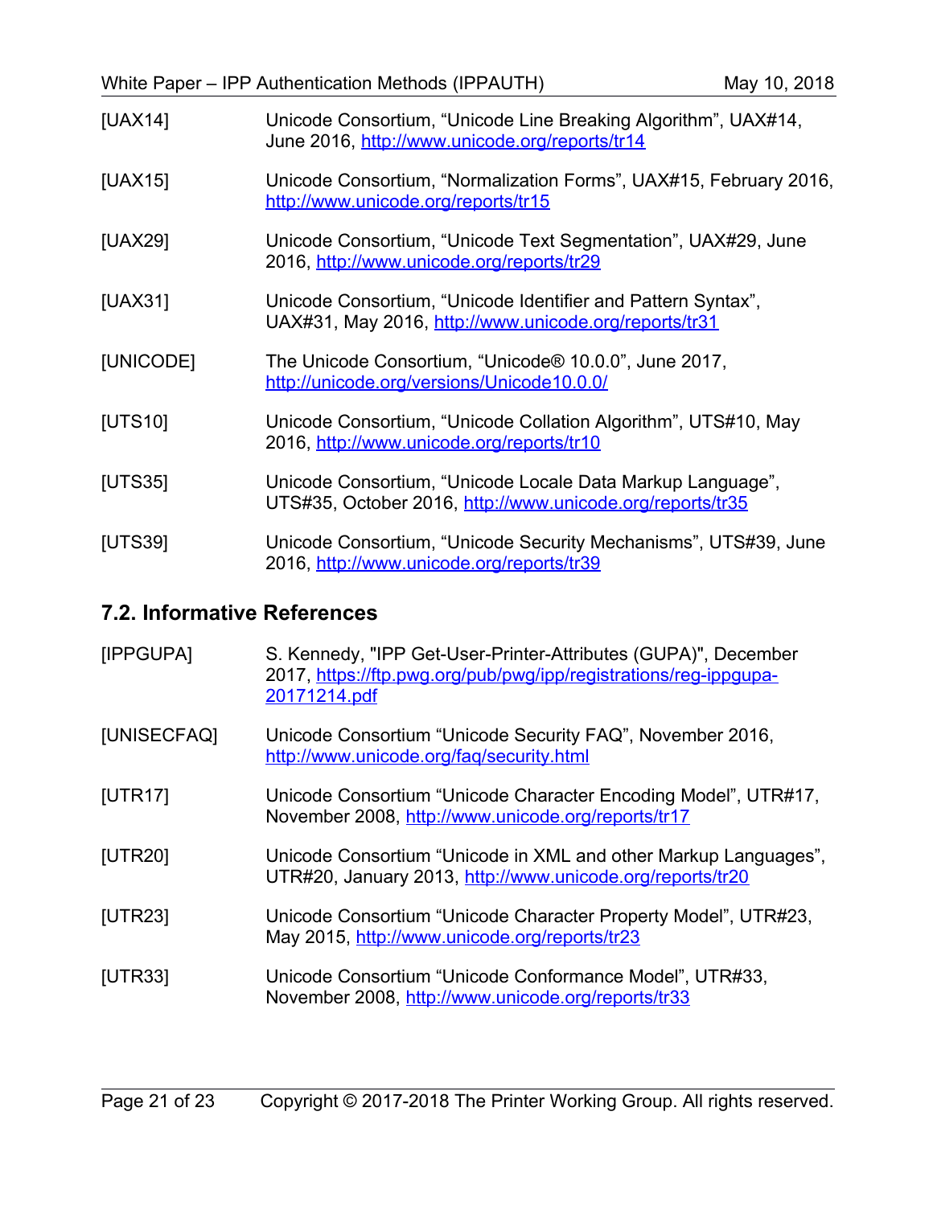[UAX14] Unicode Consortium, “Unicode Line Breaking Algorithm”, UAX#14, June 2016, http://www.unicode.org/reports/tr14

[UAX15] Unicode Consortium, “Normalization Forms”, UAX#15, February 2016, http://www.unicode.org/reports/tr15

[UAX29] Unicode Consortium, “Unicode Text Segmentation”, UAX#29, June 2016, http://www.unicode.org/reports/tr29

[UAX31] Unicode Consortium, “Unicode Identifier and Pattern Syntax”, UAX#31, May 2016, http://www.unicode.org/reports/tr31

[UNICODE] The Unicode Consortium, “Unicode® 10.0.0”, June 2017, http://unicode.org/versions/Unicode10.0.0/

[UTS10] Unicode Consortium, “Unicode Collation Algorithm”, UTS#10, May 2016, http://www.unicode.org/reports/tr10

[UTS35] Unicode Consortium, “Unicode Locale Data Markup Language”, UTS#35, October 2016, http://www.unicode.org/reports/tr35

[UTS39] Unicode Consortium, “Unicode Security Mechanisms”, UTS#39, June 2016, http://www.unicode.org/reports/tr39

## 7.2. Informative References

[IPPGUPA] S. Kennedy, "IPP Get-User-Printer-Attributes (GUPA)", December 2017, https://ftp.pwg.org/pub/pwg/ipp/registrations/reg-ippgupa-20171214.pdf

[UNISECFAQ] Unicode Consortium “Unicode Security FAQ”, November 2016, http://www.unicode.org/faq/security.html

[UTR17] Unicode Consortium “Unicode Character Encoding Model”, UTR#17, November 2008, http://www.unicode.org/reports/tr17

[UTR20] Unicode Consortium “Unicode in XML and other Markup Languages”, UTR#20, January 2013, http://www.unicode.org/reports/tr20

[UTR23] Unicode Consortium “Unicode Character Property Model”, UTR#23, May 2015, http://www.unicode.org/reports/tr23

[UTR33] Unicode Consortium “Unicode Conformance Model”, UTR#33, November 2008, http://www.unicode.org/reports/tr33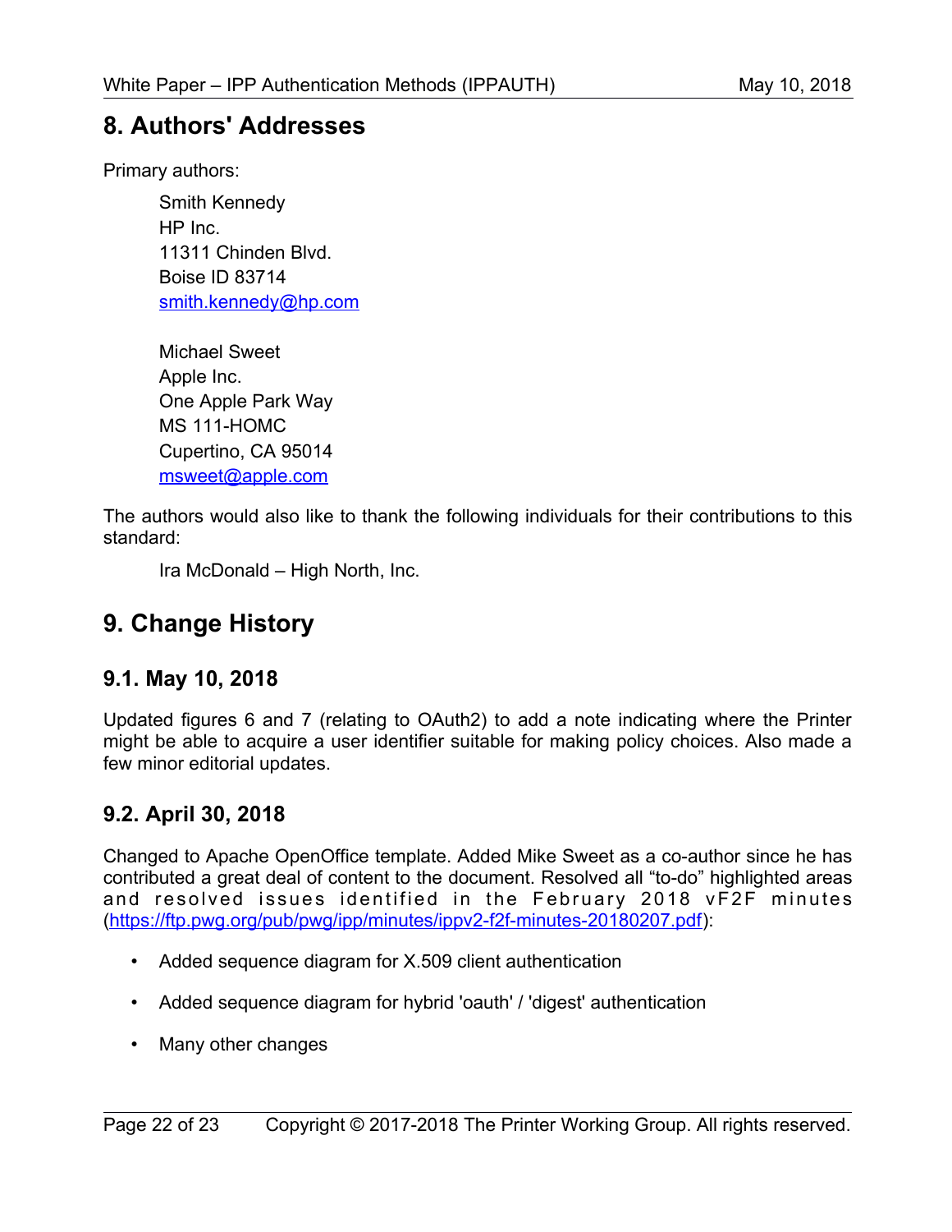# 8. Authors' Addresses

Primary authors:

Smith Kennedy  
HP Inc.  
11311 Chinden Blvd.  
Boise ID 83714  
smith.kennedy@hp.com

Michael Sweet  
Apple Inc.  
One Apple Park Way  
MS 111-HOMC  
Cupertino, CA 95014  
msweet@apple.com

The authors would also like to thank the following individuals for their contributions to this standard:

Ira McDonald – High North, Inc.

# 9. Change History

## 9.1. May 10, 2018

Updated figures 6 and 7 (relating to OAuth2) to add a note indicating where the Printer might be able to acquire a user identifier suitable for making policy choices. Also made a few minor editorial updates.

## 9.2. April 30, 2018

Changed to Apache OpenOffice template. Added Mike Sweet as a co-author since he has contributed a great deal of content to the document. Resolved all "to-do" highlighted areas and resolved issues identified in the February 2018 vF2F minutes (https://ftp.pwg.org/pub/pwg/ipp/minutes/ippv2-f2f-minutes-20180207.pdf):

- Added sequence diagram for X.509 client authentication
- Added sequence diagram for hybrid 'oauth' / 'digest' authentication
- Many other changes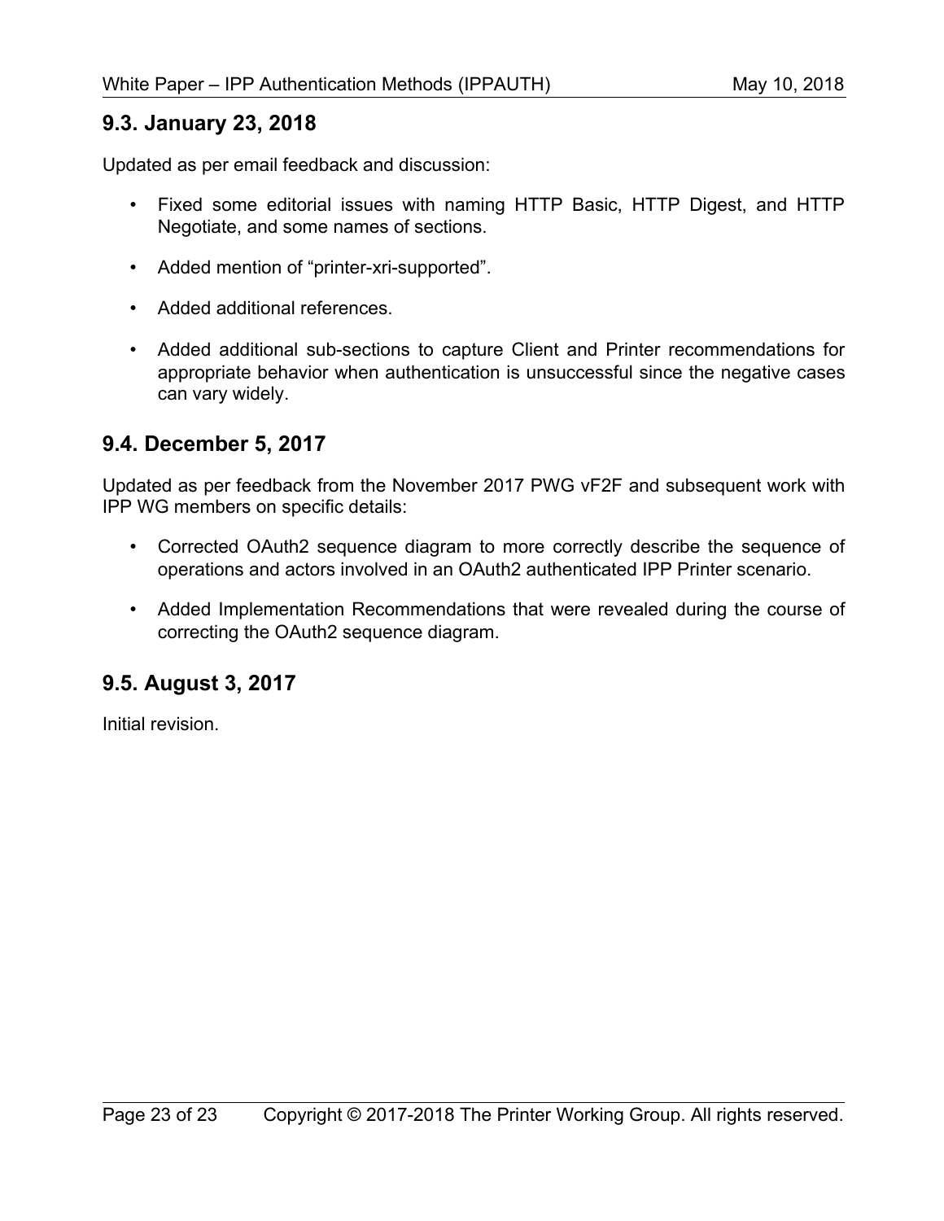## 9.3. January 23, 2018

Updated as per email feedback and discussion:

- Fixed some editorial issues with naming HTTP Basic, HTTP Digest, and HTTP Negotiate, and some names of sections.
- Added mention of “printer-xri-supported”.
- Added additional references.
- Added additional sub-sections to capture Client and Printer recommendations for appropriate behavior when authentication is unsuccessful since the negative cases can vary widely.

## 9.4. December 5, 2017

Updated as per feedback from the November 2017 PWG vF2F and subsequent work with IPP WG members on specific details:

- Corrected OAuth2 sequence diagram to more correctly describe the sequence of operations and actors involved in an OAuth2 authenticated IPP Printer scenario.
- Added Implementation Recommendations that were revealed during the course of correcting the OAuth2 sequence diagram.

## 9.5. August 3, 2017

Initial revision.